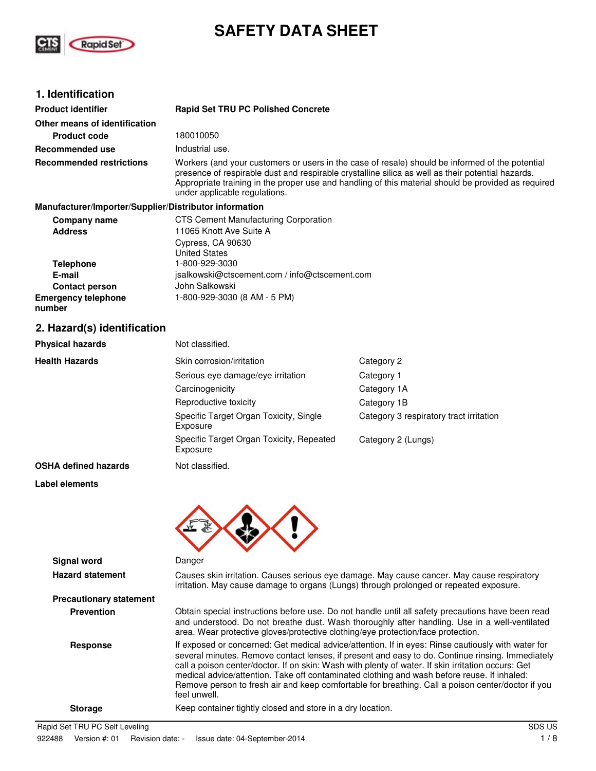# SAFETY DATA SHEET

## 1. Identification

| | |
|---|---|
| **Product identifier** | **Rapid Set TRU PC Polished Concrete** |
| **Other means of identification** | |
| **Product code** | 180010050 |
| **Recommended use** | Industrial use. |
| **Recommended restrictions** | Workers (and your customers or users in the case of resale) should be informed of the potential presence of respirable dust and respirable crystalline silica as well as their potential hazards. Appropriate training in the proper use and handling of this material should be provided as required under applicable regulations. |

**Manufacturer/Importer/Supplier/Distributor information**

| | |
|---|---|
| **Company name** | CTS Cement Manufacturing Corporation |
| **Address** | 11065 Knott Ave Suite A<br>Cypress, CA 90630<br>United States |
| **Telephone** | 1-800-929-3030 |
| **E-mail** | jsalkowski@ctscement.com / info@ctscement.com |
| **Contact person** | John Salkowski |
| **Emergency telephone number** | 1-800-929-3030 (8 AM - 5 PM) |

## 2. Hazard(s) identification

| | | |
|---|---|---|
| **Physical hazards** | Not classified. | |
| **Health Hazards** | Skin corrosion/irritation | Category 2 |
| | Serious eye damage/eye irritation | Category 1 |
| | Carcinogenicity | Category 1A |
| | Reproductive toxicity | Category 1B |
| | Specific Target Organ Toxicity, Single Exposure | Category 3 respiratory tract irritation |
| | Specific Target Organ Toxicity, Repeated Exposure | Category 2 (Lungs) |
| **OSHA defined hazards** | Not classified. | |

**Label elements**

**Signal word** Danger

**Hazard statement** Causes skin irritation. Causes serious eye damage. May cause cancer. May cause respiratory irritation. May cause damage to organs (Lungs) through prolonged or repeated exposure.

**Precautionary statement**

**Prevention** Obtain special instructions before use. Do not handle until all safety precautions have been read and understood. Do not breathe dust. Wash thoroughly after handling. Use in a well-ventilated area. Wear protective gloves/protective clothing/eye protection/face protection.

**Response** If exposed or concerned: Get medical advice/attention. If in eyes: Rinse cautiously with water for several minutes. Remove contact lenses, if present and easy to do. Continue rinsing. Immediately call a poison center/doctor. If on skin: Wash with plenty of water. If skin irritation occurs: Get medical advice/attention. Take off contaminated clothing and wash before reuse. If inhaled: Remove person to fresh air and keep comfortable for breathing. Call a poison center/doctor if you feel unwell.

**Storage** Keep container tightly closed and store in a dry location.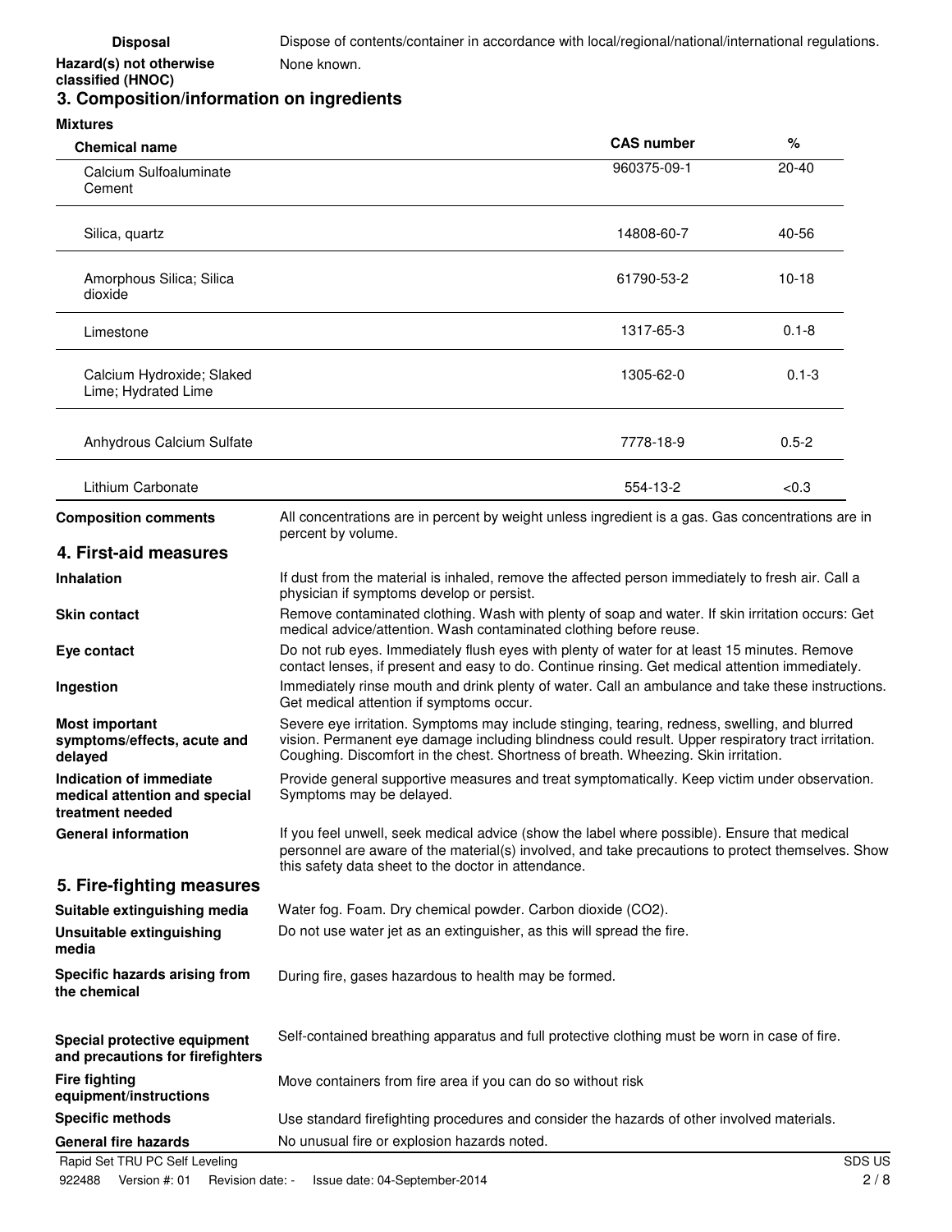**Disposal** Dispose of contents/container in accordance with local/regional/national/international regulations.

**Hazard(s) not otherwise classified (HNOC)** None known.

## 3. Composition/information on ingredients

**Mixtures**

| Chemical name | CAS number | % |
|---|---|---|
| Calcium Sulfoaluminate Cement | 960375-09-1 | 20-40 |
| Silica, quartz | 14808-60-7 | 40-56 |
| Amorphous Silica; Silica dioxide | 61790-53-2 | 10-18 |
| Limestone | 1317-65-3 | 0.1-8 |
| Calcium Hydroxide; Slaked Lime; Hydrated Lime | 1305-62-0 | 0.1-3 |
| Anhydrous Calcium Sulfate | 7778-18-9 | 0.5-2 |
| Lithium Carbonate | 554-13-2 | <0.3 |

**Composition comments** All concentrations are in percent by weight unless ingredient is a gas. Gas concentrations are in percent by volume.

## 4. First-aid measures

**Inhalation** If dust from the material is inhaled, remove the affected person immediately to fresh air. Call a physician if symptoms develop or persist.

**Skin contact** Remove contaminated clothing. Wash with plenty of soap and water. If skin irritation occurs: Get medical advice/attention. Wash contaminated clothing before reuse.

**Eye contact** Do not rub eyes. Immediately flush eyes with plenty of water for at least 15 minutes. Remove contact lenses, if present and easy to do. Continue rinsing. Get medical attention immediately.

**Ingestion** Immediately rinse mouth and drink plenty of water. Call an ambulance and take these instructions. Get medical attention if symptoms occur.

**Most important symptoms/effects, acute and delayed** Severe eye irritation. Symptoms may include stinging, tearing, redness, swelling, and blurred vision. Permanent eye damage including blindness could result. Upper respiratory tract irritation. Coughing. Discomfort in the chest. Shortness of breath. Wheezing. Skin irritation.

**Indication of immediate medical attention and special treatment needed** Provide general supportive measures and treat symptomatically. Keep victim under observation. Symptoms may be delayed.

**General information** If you feel unwell, seek medical advice (show the label where possible). Ensure that medical personnel are aware of the material(s) involved, and take precautions to protect themselves. Show this safety data sheet to the doctor in attendance.

## 5. Fire-fighting measures

**Suitable extinguishing media** Water fog. Foam. Dry chemical powder. Carbon dioxide ($CO_2$).

**Unsuitable extinguishing media** Do not use water jet as an extinguisher, as this will spread the fire.

**Specific hazards arising from the chemical** During fire, gases hazardous to health may be formed.

**Special protective equipment and precautions for firefighters** Self-contained breathing apparatus and full protective clothing must be worn in case of fire.

**Fire fighting equipment/instructions** Move containers from fire area if you can do so without risk

**Specific methods** Use standard firefighting procedures and consider the hazards of other involved materials.

**General fire hazards** No unusual fire or explosion hazards noted.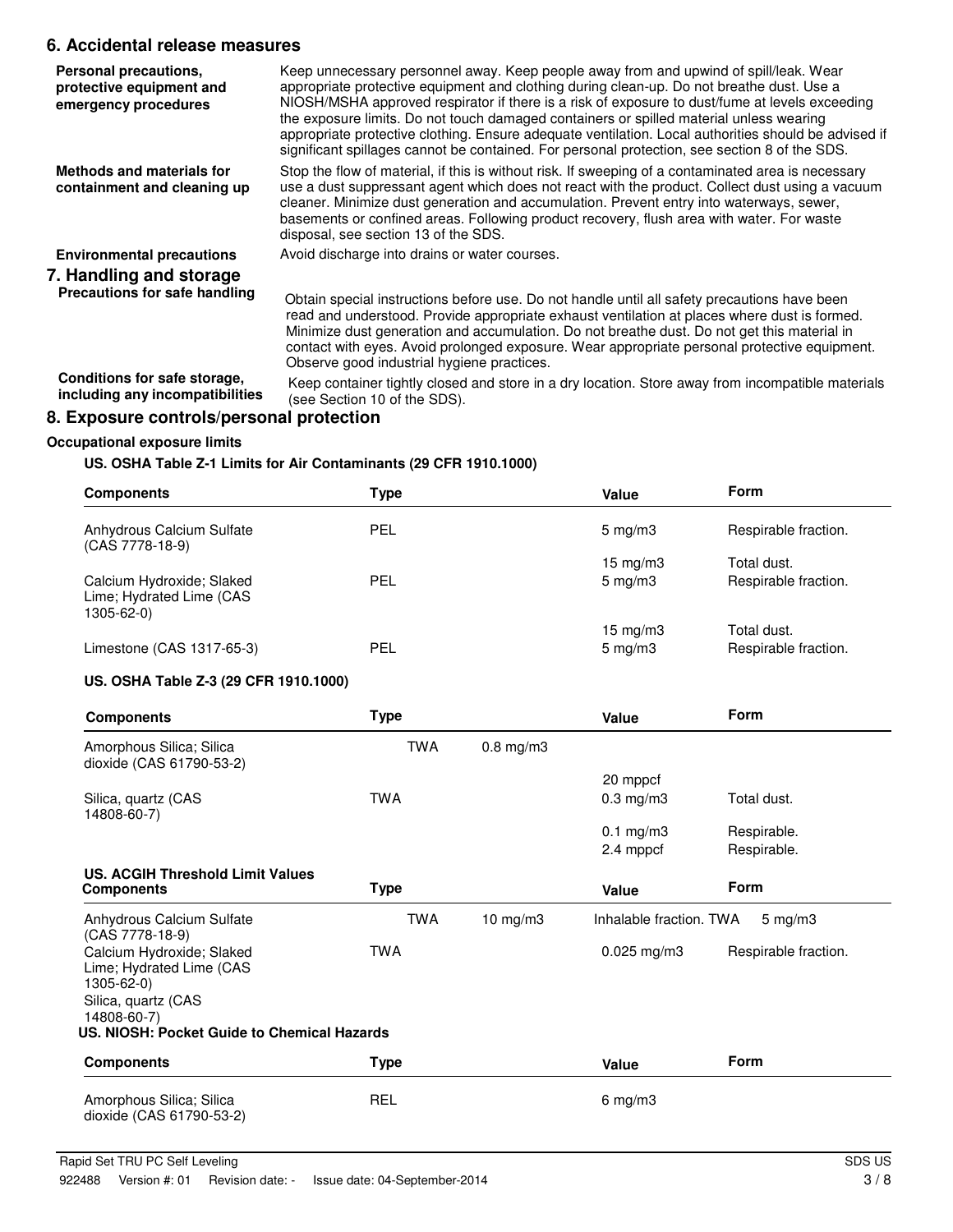## 6. Accidental release measures

**Personal precautions, protective equipment and emergency procedures**

Keep unnecessary personnel away. Keep people away from and upwind of spill/leak. Wear appropriate protective equipment and clothing during clean-up. Do not breathe dust. Use a NIOSH/MSHA approved respirator if there is a risk of exposure to dust/fume at levels exceeding the exposure limits. Do not touch damaged containers or spilled material unless wearing appropriate protective clothing. Ensure adequate ventilation. Local authorities should be advised if significant spillages cannot be contained. For personal protection, see section 8 of the SDS.

**Methods and materials for containment and cleaning up**

Stop the flow of material, if this is without risk. If sweeping of a contaminated area is necessary use a dust suppressant agent which does not react with the product. Collect dust using a vacuum cleaner. Minimize dust generation and accumulation. Prevent entry into waterways, sewer, basements or confined areas. Following product recovery, flush area with water. For waste disposal, see section 13 of the SDS.

**Environmental precautions**

Avoid discharge into drains or water courses.

## 7. Handling and storage

**Precautions for safe handling**

Obtain special instructions before use. Do not handle until all safety precautions have been read and understood. Provide appropriate exhaust ventilation at places where dust is formed. Minimize dust generation and accumulation. Do not breathe dust. Do not get this material in contact with eyes. Avoid prolonged exposure. Wear appropriate personal protective equipment. Observe good industrial hygiene practices.

**Conditions for safe storage, including any incompatibilities**

Keep container tightly closed and store in a dry location. Store away from incompatible materials (see Section 10 of the SDS).

## 8. Exposure controls/personal protection

**Occupational exposure limits**

**US. OSHA Table Z-1 Limits for Air Contaminants (29 CFR 1910.1000)**

| Components | Type | Value | Form |
|---|---|---|---|
| Anhydrous Calcium Sulfate (CAS 7778-18-9) | PEL | 5 mg/m3 | Respirable fraction. |
| | | 15 mg/m3 | Total dust. |
| Calcium Hydroxide; Slaked Lime; Hydrated Lime (CAS 1305-62-0) | PEL | 5 mg/m3 | Respirable fraction. |
| | | 15 mg/m3 | Total dust. |
| Limestone (CAS 1317-65-3) | PEL | 5 mg/m3 | Respirable fraction. |

**US. OSHA Table Z-3 (29 CFR 1910.1000)**

| Components | Type | Value | Form |
|---|---|---|---|
| Amorphous Silica; Silica dioxide (CAS 61790-53-2) | TWA | 0.8 mg/m3 | |
| | | 20 mppcf | |
| Silica, quartz (CAS 14808-60-7) | TWA | 0.3 mg/m3 | Total dust. |
| | | 0.1 mg/m3 | Respirable. |
| | | 2.4 mppcf | Respirable. |

**US. ACGIH Threshold Limit Values**

| Components | Type | Value | Form |
|---|---|---|---|
| Anhydrous Calcium Sulfate (CAS 7778-18-9) | TWA | 10 mg/m3 | Inhalable fraction. |
| Calcium Hydroxide; Slaked Lime; Hydrated Lime (CAS 1305-62-0) | TWA | 5 mg/m3 | |
| Silica, quartz (CAS 14808-60-7) | TWA | 0.025 mg/m3 | Respirable fraction. |

**US. NIOSH: Pocket Guide to Chemical Hazards**

| Components | Type | Value | Form |
|---|---|---|---|
| Amorphous Silica; Silica dioxide (CAS 61790-53-2) | REL | 6 mg/m3 | |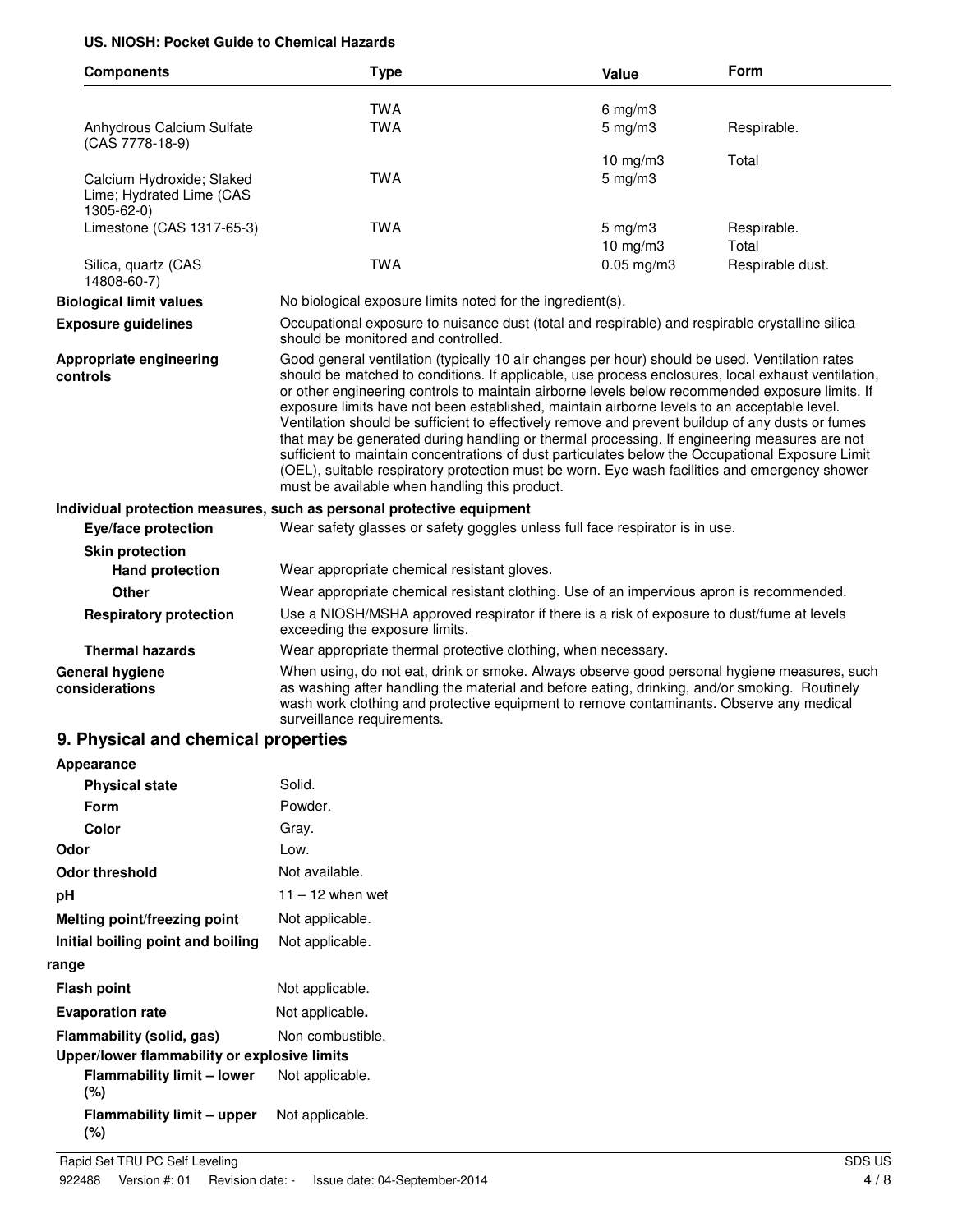**US. NIOSH: Pocket Guide to Chemical Hazards**

| Components | Type | Value | Form |
|---|---|---|---|
| | TWA | 6 mg/m3 | |
| Anhydrous Calcium Sulfate (CAS 7778-18-9) | TWA | 5 mg/m3 | Respirable. |
| | | 10 mg/m3 | Total |
| Calcium Hydroxide; Slaked Lime; Hydrated Lime (CAS 1305-62-0) | TWA | 5 mg/m3 | |
| Limestone (CAS 1317-65-3) | TWA | 5 mg/m3 | Respirable. |
| | | 10 mg/m3 | Total |
| Silica, quartz (CAS 14808-60-7) | TWA | 0.05 mg/m3 | Respirable dust. |

**Biological limit values** No biological exposure limits noted for the ingredient(s).

**Exposure guidelines** Occupational exposure to nuisance dust (total and respirable) and respirable crystalline silica should be monitored and controlled.

**Appropriate engineering controls** Good general ventilation (typically 10 air changes per hour) should be used. Ventilation rates should be matched to conditions. If applicable, use process enclosures, local exhaust ventilation, or other engineering controls to maintain airborne levels below recommended exposure limits. If exposure limits have not been established, maintain airborne levels to an acceptable level. Ventilation should be sufficient to effectively remove and prevent buildup of any dusts or fumes that may be generated during handling or thermal processing. If engineering measures are not sufficient to maintain concentrations of dust particulates below the Occupational Exposure Limit (OEL), suitable respiratory protection must be worn. Eye wash facilities and emergency shower must be available when handling this product.

**Individual protection measures, such as personal protective equipment**

**Eye/face protection** Wear safety glasses or safety goggles unless full face respirator is in use.

**Skin protection**

**Hand protection** Wear appropriate chemical resistant gloves.

**Other** Wear appropriate chemical resistant clothing. Use of an impervious apron is recommended.

**Respiratory protection** Use a NIOSH/MSHA approved respirator if there is a risk of exposure to dust/fume at levels exceeding the exposure limits.

**Thermal hazards** Wear appropriate thermal protective clothing, when necessary.

**General hygiene considerations** When using, do not eat, drink or smoke. Always observe good personal hygiene measures, such as washing after handling the material and before eating, drinking, and/or smoking. Routinely wash work clothing and protective equipment to remove contaminants. Observe any medical surveillance requirements.

## 9. Physical and chemical properties

**Appearance**

**Physical state** Solid.

**Form** Powder.

**Color** Gray.

**Odor** Low.

**Odor threshold** Not available.

**pH** 11 – 12 when wet

**Melting point/freezing point** Not applicable.

**Initial boiling point and boiling range** Not applicable.

**Flash point** Not applicable.

**Evaporation rate** Not applicable.

**Flammability (solid, gas)** Non combustible.

**Upper/lower flammability or explosive limits**

**Flammability limit – lower (%)** Not applicable.

**Flammability limit – upper (%)** Not applicable.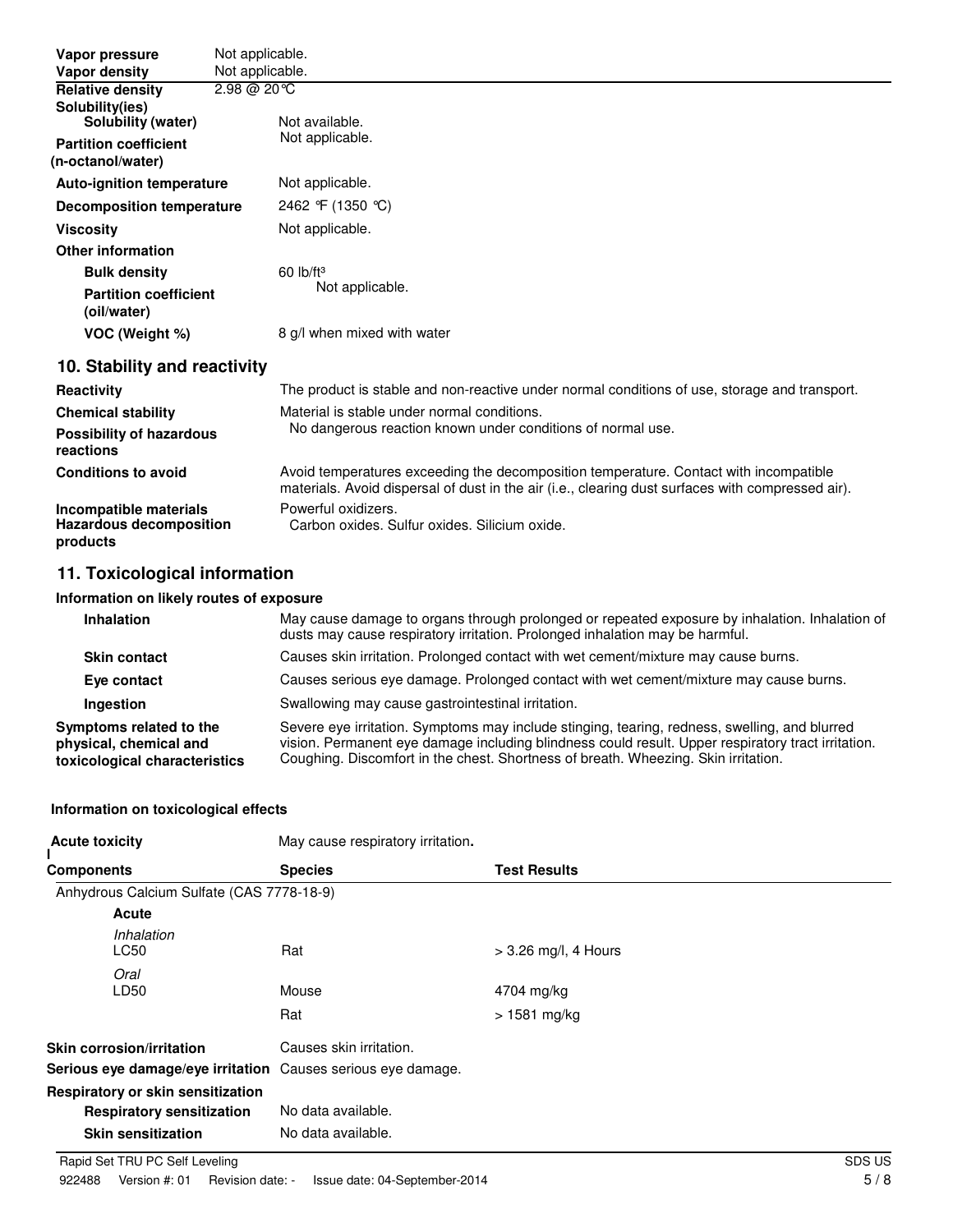| | |
|---|---|
| **Vapor pressure** | Not applicable. |
| **Vapor density** | Not applicable. |
| **Relative density** | 2.98 @ 20℃ |
| **Solubility(ies)** | |
| **Solubility (water)** | Not available. |
| **Partition coefficient (n-octanol/water)** | Not applicable. |
| **Auto-ignition temperature** | Not applicable. |
| **Decomposition temperature** | 2462 ℉ (1350 ℃) |
| **Viscosity** | Not applicable. |
| **Other information** | |
| **Bulk density** | 60 lb/ft³ |
| **Partition coefficient (oil/water)** | Not applicable. |
| **VOC (Weight %)** | 8 g/l when mixed with water |

## 10. Stability and reactivity

| | |
|---|---|
| **Reactivity** | The product is stable and non-reactive under normal conditions of use, storage and transport. |
| **Chemical stability** | Material is stable under normal conditions. |
| **Possibility of hazardous reactions** | No dangerous reaction known under conditions of normal use. |
| **Conditions to avoid** | Avoid temperatures exceeding the decomposition temperature. Contact with incompatible materials. Avoid dispersal of dust in the air (i.e., clearing dust surfaces with compressed air). |
| **Incompatible materials** | Powerful oxidizers. |
| **Hazardous decomposition products** | Carbon oxides. Sulfur oxides. Silicium oxide. |

## 11. Toxicological information

### Information on likely routes of exposure

| | |
|---|---|
| **Inhalation** | May cause damage to organs through prolonged or repeated exposure by inhalation. Inhalation of dusts may cause respiratory irritation. Prolonged inhalation may be harmful. |
| **Skin contact** | Causes skin irritation. Prolonged contact with wet cement/mixture may cause burns. |
| **Eye contact** | Causes serious eye damage. Prolonged contact with wet cement/mixture may cause burns. |
| **Ingestion** | Swallowing may cause gastrointestinal irritation. |
| **Symptoms related to the physical, chemical and toxicological characteristics** | Severe eye irritation. Symptoms may include stinging, tearing, redness, swelling, and blurred vision. Permanent eye damage including blindness could result. Upper respiratory tract irritation. Coughing. Discomfort in the chest. Shortness of breath. Wheezing. Skin irritation. |

### Information on toxicological effects

**Acute toxicity** May cause respiratory irritation.

| Components | Species | Test Results |
|---|---|---|
| Anhydrous Calcium Sulfate (CAS 7778-18-9) | | |
| **Acute** | | |
| *Inhalation* | | |
| LC50 | Rat | > 3.26 mg/l, 4 Hours |
| *Oral* | | |
| LD50 | Mouse | 4704 mg/kg |
| | Rat | > 1581 mg/kg |

| | |
|---|---|
| **Skin corrosion/irritation** | Causes skin irritation. |
| **Serious eye damage/eye irritation** | Causes serious eye damage. |
| **Respiratory or skin sensitization** | |
| **Respiratory sensitization** | No data available. |
| **Skin sensitization** | No data available. |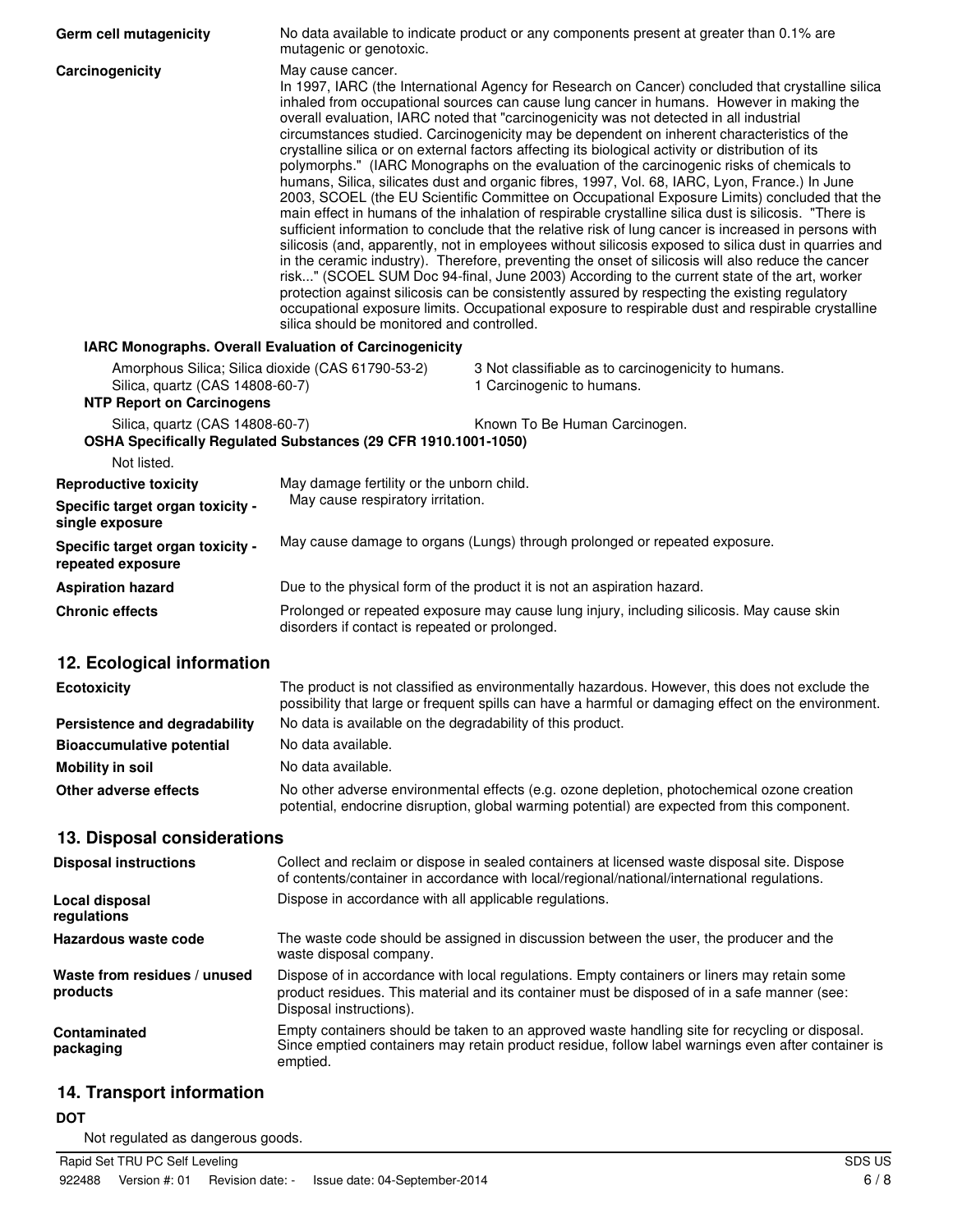**Germ cell mutagenicity** No data available to indicate product or any components present at greater than 0.1% are mutagenic or genotoxic.

**Carcinogenicity** May cause cancer.

In 1997, IARC (the International Agency for Research on Cancer) concluded that crystalline silica inhaled from occupational sources can cause lung cancer in humans. However in making the overall evaluation, IARC noted that "carcinogenicity was not detected in all industrial circumstances studied. Carcinogenicity may be dependent on inherent characteristics of the crystalline silica or on external factors affecting its biological activity or distribution of its polymorphs." (IARC Monographs on the evaluation of the carcinogenic risks of chemicals to humans, Silica, silicates dust and organic fibres, 1997, Vol. 68, IARC, Lyon, France.) In June 2003, SCOEL (the EU Scientific Committee on Occupational Exposure Limits) concluded that the main effect in humans of the inhalation of respirable crystalline silica dust is silicosis. "There is sufficient information to conclude that the relative risk of lung cancer is increased in persons with silicosis (and, apparently, not in employees without silicosis exposed to silica dust in quarries and in the ceramic industry). Therefore, preventing the onset of silicosis will also reduce the cancer risk..." (SCOEL SUM Doc 94-final, June 2003) According to the current state of the art, worker protection against silicosis can be consistently assured by respecting the existing regulatory occupational exposure limits. Occupational exposure to respirable dust and respirable crystalline silica should be monitored and controlled.

**IARC Monographs. Overall Evaluation of Carcinogenicity**

| | |
|---|---|
| Amorphous Silica; Silica dioxide (CAS 61790-53-2) | 3 Not classifiable as to carcinogenicity to humans. |
| Silica, quartz (CAS 14808-60-7) | 1 Carcinogenic to humans. |

**NTP Report on Carcinogens**

| | |
|---|---|
| Silica, quartz (CAS 14808-60-7) | Known To Be Human Carcinogen. |

**OSHA Specifically Regulated Substances (29 CFR 1910.1001-1050)**

Not listed.

**Reproductive toxicity** May damage fertility or the unborn child.

**Specific target organ toxicity - single exposure** May cause respiratory irritation.

**Specific target organ toxicity - repeated exposure** May cause damage to organs (Lungs) through prolonged or repeated exposure.

**Aspiration hazard** Due to the physical form of the product it is not an aspiration hazard.

**Chronic effects** Prolonged or repeated exposure may cause lung injury, including silicosis. May cause skin disorders if contact is repeated or prolonged.

## 12. Ecological information

**Ecotoxicity** The product is not classified as environmentally hazardous. However, this does not exclude the possibility that large or frequent spills can have a harmful or damaging effect on the environment.

**Persistence and degradability** No data is available on the degradability of this product.

**Bioaccumulative potential** No data available.

**Mobility in soil** No data available.

**Other adverse effects** No other adverse environmental effects (e.g. ozone depletion, photochemical ozone creation potential, endocrine disruption, global warming potential) are expected from this component.

## 13. Disposal considerations

**Disposal instructions** Collect and reclaim or dispose in sealed containers at licensed waste disposal site. Dispose of contents/container in accordance with local/regional/national/international regulations.

**Local disposal regulations** Dispose in accordance with all applicable regulations.

**Hazardous waste code** The waste code should be assigned in discussion between the user, the producer and the waste disposal company.

**Waste from residues / unused products** Dispose of in accordance with local regulations. Empty containers or liners may retain some product residues. This material and its container must be disposed of in a safe manner (see: Disposal instructions).

**Contaminated packaging** Empty containers should be taken to an approved waste handling site for recycling or disposal. Since emptied containers may retain product residue, follow label warnings even after container is emptied.

## 14. Transport information

**DOT**

Not regulated as dangerous goods.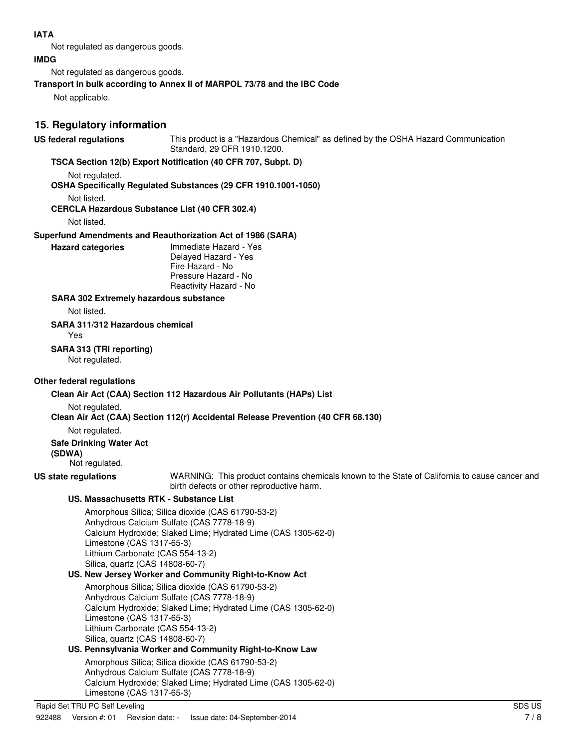**IATA**

Not regulated as dangerous goods.

**IMDG**

Not regulated as dangerous goods.

**Transport in bulk according to Annex II of MARPOL 73/78 and the IBC Code**

Not applicable.

## 15. Regulatory information

**US federal regulations** This product is a "Hazardous Chemical" as defined by the OSHA Hazard Communication Standard, 29 CFR 1910.1200.

**TSCA Section 12(b) Export Notification (40 CFR 707, Subpt. D)**

Not regulated.

**OSHA Specifically Regulated Substances (29 CFR 1910.1001-1050)**

Not listed.

**CERCLA Hazardous Substance List (40 CFR 302.4)**

Not listed.

**Superfund Amendments and Reauthorization Act of 1986 (SARA)**

**Hazard categories**
Immediate Hazard - Yes
Delayed Hazard - Yes
Fire Hazard - No
Pressure Hazard - No
Reactivity Hazard - No

**SARA 302 Extremely hazardous substance**

Not listed.

**SARA 311/312 Hazardous chemical**

Yes

**SARA 313 (TRI reporting)**

Not regulated.

**Other federal regulations**

**Clean Air Act (CAA) Section 112 Hazardous Air Pollutants (HAPs) List**

Not regulated.

**Clean Air Act (CAA) Section 112(r) Accidental Release Prevention (40 CFR 68.130)**

Not regulated.

**Safe Drinking Water Act (SDWA)**

Not regulated.

**US state regulations** WARNING: This product contains chemicals known to the State of California to cause cancer and birth defects or other reproductive harm.

**US. Massachusetts RTK - Substance List**

Amorphous Silica; Silica dioxide (CAS 61790-53-2)
Anhydrous Calcium Sulfate (CAS 7778-18-9)
Calcium Hydroxide; Slaked Lime; Hydrated Lime (CAS 1305-62-0)
Limestone (CAS 1317-65-3)
Lithium Carbonate (CAS 554-13-2)
Silica, quartz (CAS 14808-60-7)

**US. New Jersey Worker and Community Right-to-Know Act**

Amorphous Silica; Silica dioxide (CAS 61790-53-2)
Anhydrous Calcium Sulfate (CAS 7778-18-9)
Calcium Hydroxide; Slaked Lime; Hydrated Lime (CAS 1305-62-0)
Limestone (CAS 1317-65-3)
Lithium Carbonate (CAS 554-13-2)
Silica, quartz (CAS 14808-60-7)

**US. Pennsylvania Worker and Community Right-to-Know Law**

Amorphous Silica; Silica dioxide (CAS 61790-53-2)
Anhydrous Calcium Sulfate (CAS 7778-18-9)
Calcium Hydroxide; Slaked Lime; Hydrated Lime (CAS 1305-62-0)
Limestone (CAS 1317-65-3)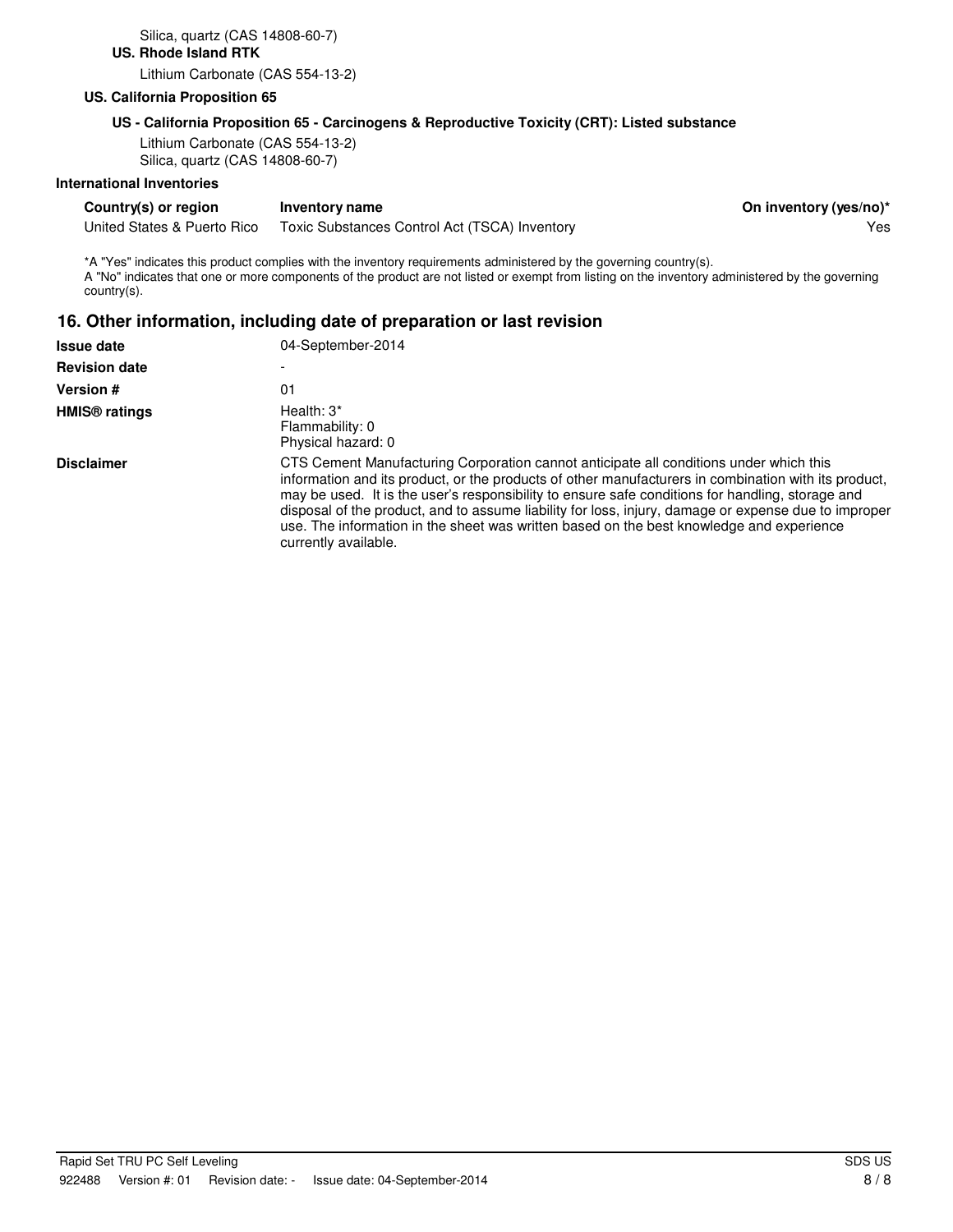Silica, quartz (CAS 14808-60-7)

**US. Rhode Island RTK**

Lithium Carbonate (CAS 554-13-2)

**US. California Proposition 65**

**US - California Proposition 65 - Carcinogens & Reproductive Toxicity (CRT): Listed substance**

Lithium Carbonate (CAS 554-13-2)
Silica, quartz (CAS 14808-60-7)

**International Inventories**

| Country(s) or region | Inventory name | On inventory (yes/no)* |
|---|---|---|
| United States & Puerto Rico | Toxic Substances Control Act (TSCA) Inventory | Yes |

*A "Yes" indicates this product complies with the inventory requirements administered by the governing country(s).
A "No" indicates that one or more components of the product are not listed or exempt from listing on the inventory administered by the governing country(s).

## 16. Other information, including date of preparation or last revision

| | |
|---|---|
| **Issue date** | 04-September-2014 |
| **Revision date** | - |
| **Version #** | 01 |
| **HMIS® ratings** | Health: 3*<br>Flammability: 0<br>Physical hazard: 0 |
| **Disclaimer** | CTS Cement Manufacturing Corporation cannot anticipate all conditions under which this information and its product, or the products of other manufacturers in combination with its product, may be used. It is the user's responsibility to ensure safe conditions for handling, storage and disposal of the product, and to assume liability for loss, injury, damage or expense due to improper use. The information in the sheet was written based on the best knowledge and experience currently available. |